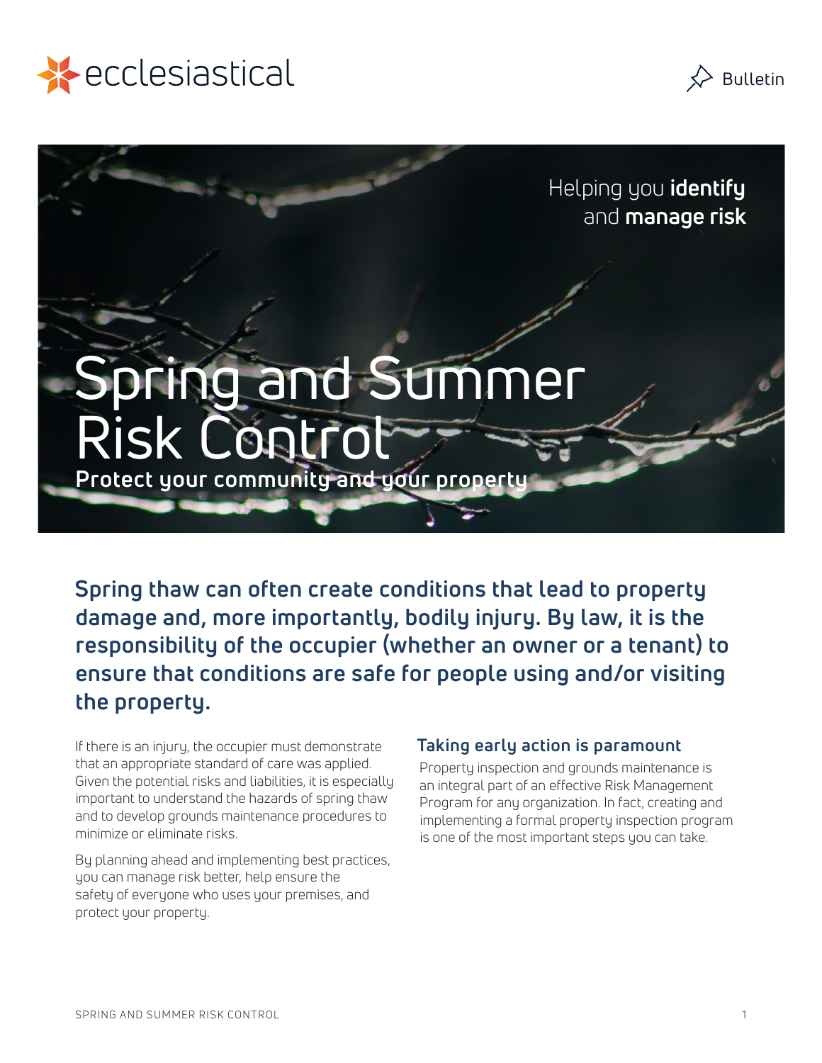ecclesiastical

Bulletin

Helping you **identify** and **manage risk**

# Spring and Summer Risk Control

**Protect your community and your property**

**Spring thaw can often create conditions that lead to property damage and, more importantly, bodily injury. By law, it is the responsibility of the occupier (whether an owner or a tenant) to ensure that conditions are safe for people using and/or visiting the property.**

If there is an injury, the occupier must demonstrate that an appropriate standard of care was applied. Given the potential risks and liabilities, it is especially important to understand the hazards of spring thaw and to develop grounds maintenance procedures to minimize or eliminate risks.

By planning ahead and implementing best practices, you can manage risk better, help ensure the safety of everyone who uses your premises, and protect your property.

## Taking early action is paramount

Property inspection and grounds maintenance is an integral part of an effective Risk Management Program for any organization. In fact, creating and implementing a formal property inspection program is one of the most important steps you can take.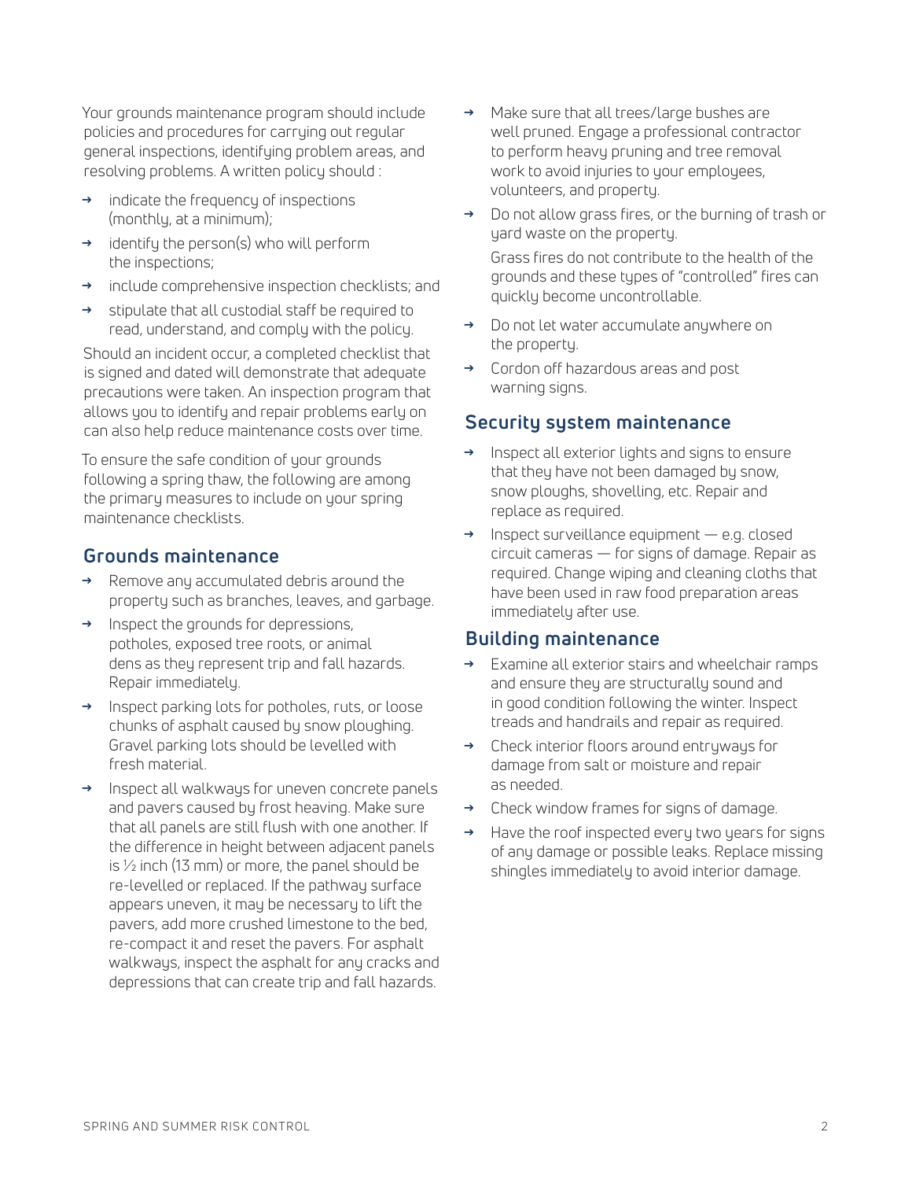Your grounds maintenance program should include policies and procedures for carrying out regular general inspections, identifying problem areas, and resolving problems. A written policy should :

- indicate the frequency of inspections (monthly, at a minimum);
- identify the person(s) who will perform the inspections;
- include comprehensive inspection checklists; and
- stipulate that all custodial staff be required to read, understand, and comply with the policy.

Should an incident occur, a completed checklist that is signed and dated will demonstrate that adequate precautions were taken. An inspection program that allows you to identify and repair problems early on can also help reduce maintenance costs over time.

To ensure the safe condition of your grounds following a spring thaw, the following are among the primary measures to include on your spring maintenance checklists.

## Grounds maintenance

- Remove any accumulated debris around the property such as branches, leaves, and garbage.
- Inspect the grounds for depressions, potholes, exposed tree roots, or animal dens as they represent trip and fall hazards. Repair immediately.
- Inspect parking lots for potholes, ruts, or loose chunks of asphalt caused by snow ploughing. Gravel parking lots should be levelled with fresh material.
- Inspect all walkways for uneven concrete panels and pavers caused by frost heaving. Make sure that all panels are still flush with one another. If the difference in height between adjacent panels is ½ inch (13 mm) or more, the panel should be re-levelled or replaced. If the pathway surface appears uneven, it may be necessary to lift the pavers, add more crushed limestone to the bed, re-compact it and reset the pavers. For asphalt walkways, inspect the asphalt for any cracks and depressions that can create trip and fall hazards.
- Make sure that all trees/large bushes are well pruned. Engage a professional contractor to perform heavy pruning and tree removal work to avoid injuries to your employees, volunteers, and property.
- Do not allow grass fires, or the burning of trash or yard waste on the property.

  Grass fires do not contribute to the health of the grounds and these types of "controlled" fires can quickly become uncontrollable.
- Do not let water accumulate anywhere on the property.
- Cordon off hazardous areas and post warning signs.

## Security system maintenance

- Inspect all exterior lights and signs to ensure that they have not been damaged by snow, snow ploughs, shovelling, etc. Repair and replace as required.
- Inspect surveillance equipment — e.g. closed circuit cameras — for signs of damage. Repair as required. Change wiping and cleaning cloths that have been used in raw food preparation areas immediately after use.

## Building maintenance

- Examine all exterior stairs and wheelchair ramps and ensure they are structurally sound and in good condition following the winter. Inspect treads and handrails and repair as required.
- Check interior floors around entryways for damage from salt or moisture and repair as needed.
- Check window frames for signs of damage.
- Have the roof inspected every two years for signs of any damage or possible leaks. Replace missing shingles immediately to avoid interior damage.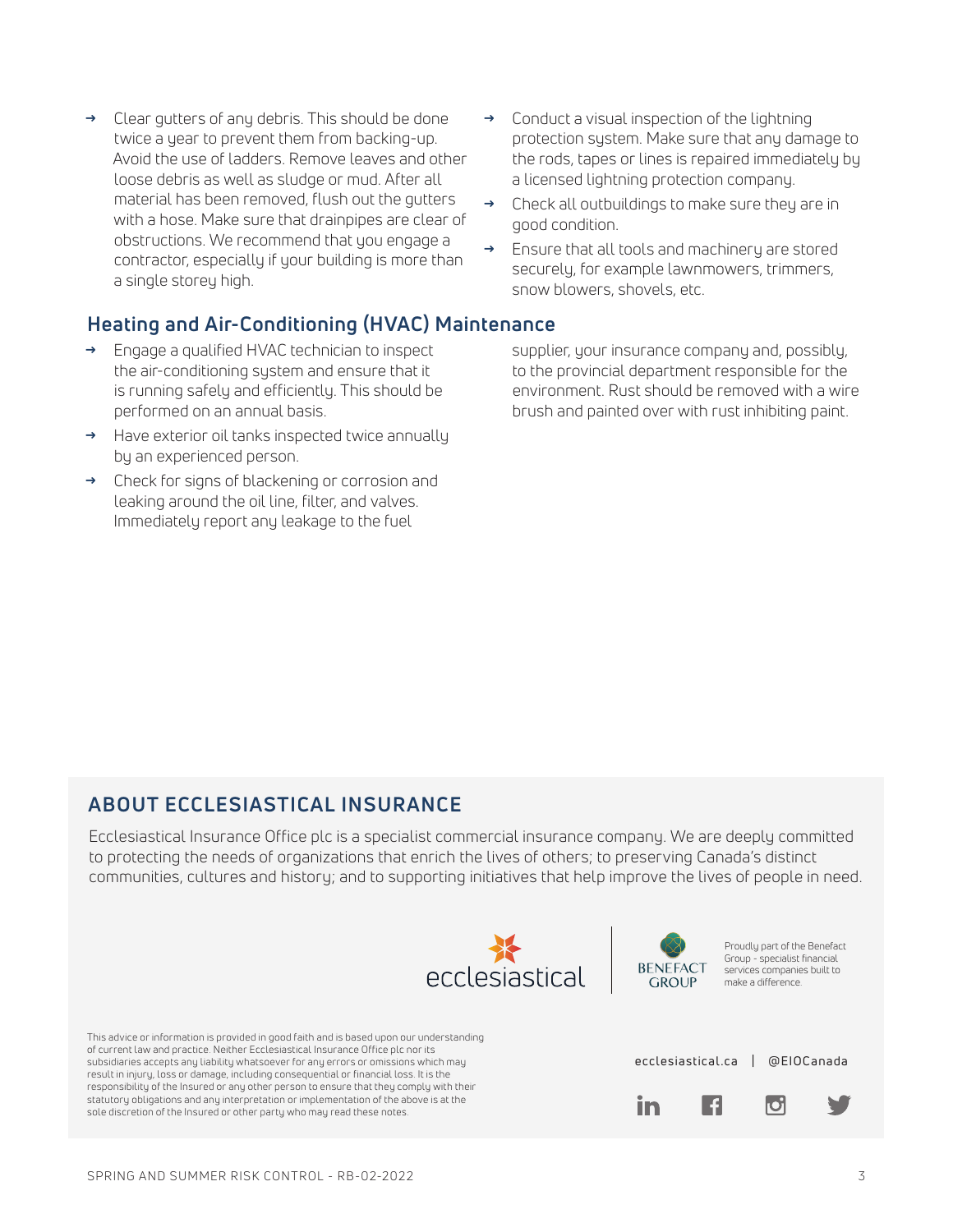- Clear gutters of any debris. This should be done twice a year to prevent them from backing-up. Avoid the use of ladders. Remove leaves and other loose debris as well as sludge or mud. After all material has been removed, flush out the gutters with a hose. Make sure that drainpipes are clear of obstructions. We recommend that you engage a contractor, especially if your building is more than a single storey high.
- Conduct a visual inspection of the lightning protection system. Make sure that any damage to the rods, tapes or lines is repaired immediately by a licensed lightning protection company.
- Check all outbuildings to make sure they are in good condition.
- Ensure that all tools and machinery are stored securely, for example lawnmowers, trimmers, snow blowers, shovels, etc.

## Heating and Air-Conditioning (HVAC) Maintenance

- Engage a qualified HVAC technician to inspect the air-conditioning system and ensure that it is running safely and efficiently. This should be performed on an annual basis.
- Have exterior oil tanks inspected twice annually by an experienced person.
- Check for signs of blackening or corrosion and leaking around the oil line, filter, and valves. Immediately report any leakage to the fuel supplier, your insurance company and, possibly, to the provincial department responsible for the environment. Rust should be removed with a wire brush and painted over with rust inhibiting paint.

## ABOUT ECCLESIASTICAL INSURANCE

Ecclesiastical Insurance Office plc is a specialist commercial insurance company. We are deeply committed to protecting the needs of organizations that enrich the lives of others; to preserving Canada's distinct communities, cultures and history; and to supporting initiatives that help improve the lives of people in need.

ecclesiastical

BENEFACT GROUP

Proudly part of the Benefact Group - specialist financial services companies built to make a difference.

This advice or information is provided in good faith and is based upon our understanding of current law and practice. Neither Ecclesiastical Insurance Office plc nor its subsidiaries accepts any liability whatsoever for any errors or omissions which may result in injury, loss or damage, including consequential or financial loss. It is the responsibility of the Insured or any other person to ensure that they comply with their statutory obligations and any interpretation or implementation of the above is at the sole discretion of the Insured or other party who may read these notes.

ecclesiastical.ca | @EIOCanada